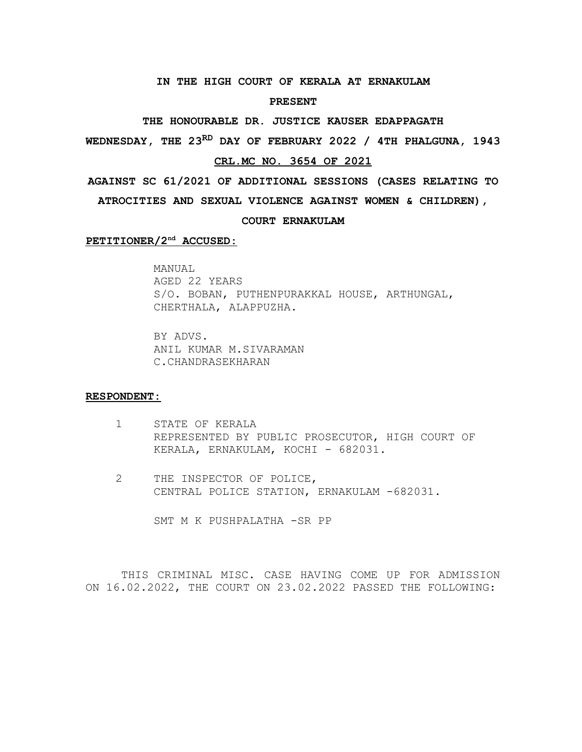**IN THE HIGH COURT OF KERALA AT ERNAKULAM**

**PRESENT**

**THE HONOURABLE DR. JUSTICE KAUSER EDAPPAGATH**

**WEDNESDAY, THE 23[RD] DAY OF FEBRUARY 2022 / 4TH PHALGUNA, 1943**

**CRL.MC NO. 3654 OF 2021**

**AGAINST SC 61/2021 OF ADDITIONAL SESSIONS (CASES RELATING TO ATROCITIES AND SEXUAL VIOLENCE AGAINST WOMEN & CHILDREN), COURT ERNAKULAM**

**PETITIONER/2[nd] ACCUSED:**

MANUAL
AGED 22 YEARS
S/O. BOBAN, PUTHENPURAKKAL HOUSE, ARTHUNGAL, CHERTHALA, ALAPPUZHA.

BY ADVS.
ANIL KUMAR M.SIVARAMAN
C.CHANDRASEKHARAN

**RESPONDENT:**

1. STATE OF KERALA
   REPRESENTED BY PUBLIC PROSECUTOR, HIGH COURT OF KERALA, ERNAKULAM, KOCHI - 682031.

2. THE INSPECTOR OF POLICE,
   CENTRAL POLICE STATION, ERNAKULAM -682031.

SMT M K PUSHPALATHA -SR PP

THIS CRIMINAL MISC. CASE HAVING COME UP FOR ADMISSION ON 16.02.2022, THE COURT ON 23.02.2022 PASSED THE FOLLOWING: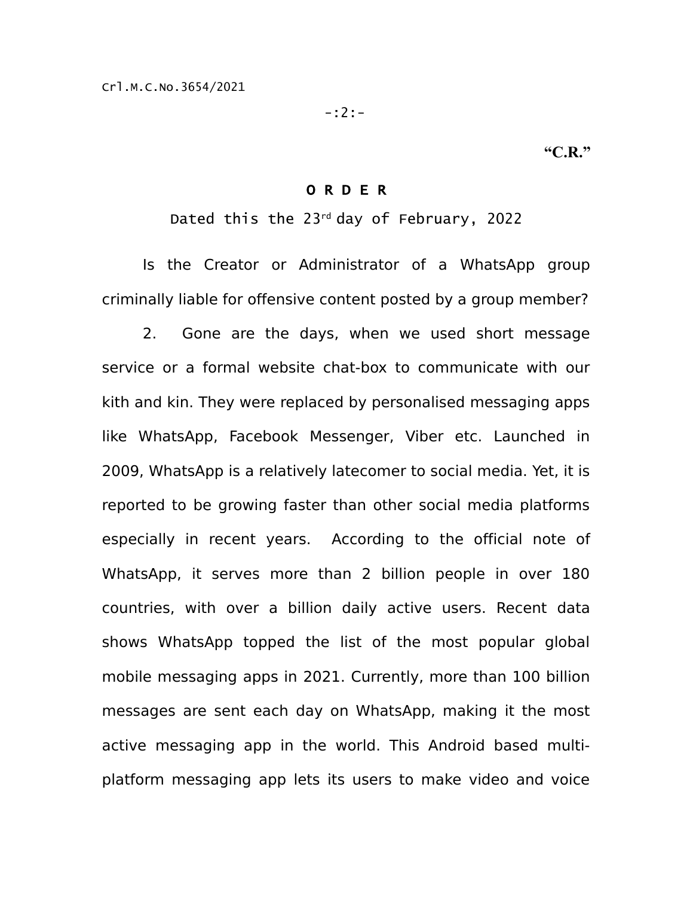"C.R."

# O R D E R

Dated this the 23rd day of February, 2022

Is the Creator or Administrator of a WhatsApp group criminally liable for offensive content posted by a group member?

2. Gone are the days, when we used short message service or a formal website chat-box to communicate with our kith and kin. They were replaced by personalised messaging apps like WhatsApp, Facebook Messenger, Viber etc. Launched in 2009, WhatsApp is a relatively latecomer to social media. Yet, it is reported to be growing faster than other social media platforms especially in recent years. According to the official note of WhatsApp, it serves more than 2 billion people in over 180 countries, with over a billion daily active users. Recent data shows WhatsApp topped the list of the most popular global mobile messaging apps in 2021. Currently, more than 100 billion messages are sent each day on WhatsApp, making it the most active messaging app in the world. This Android based multi-platform messaging app lets its users to make video and voice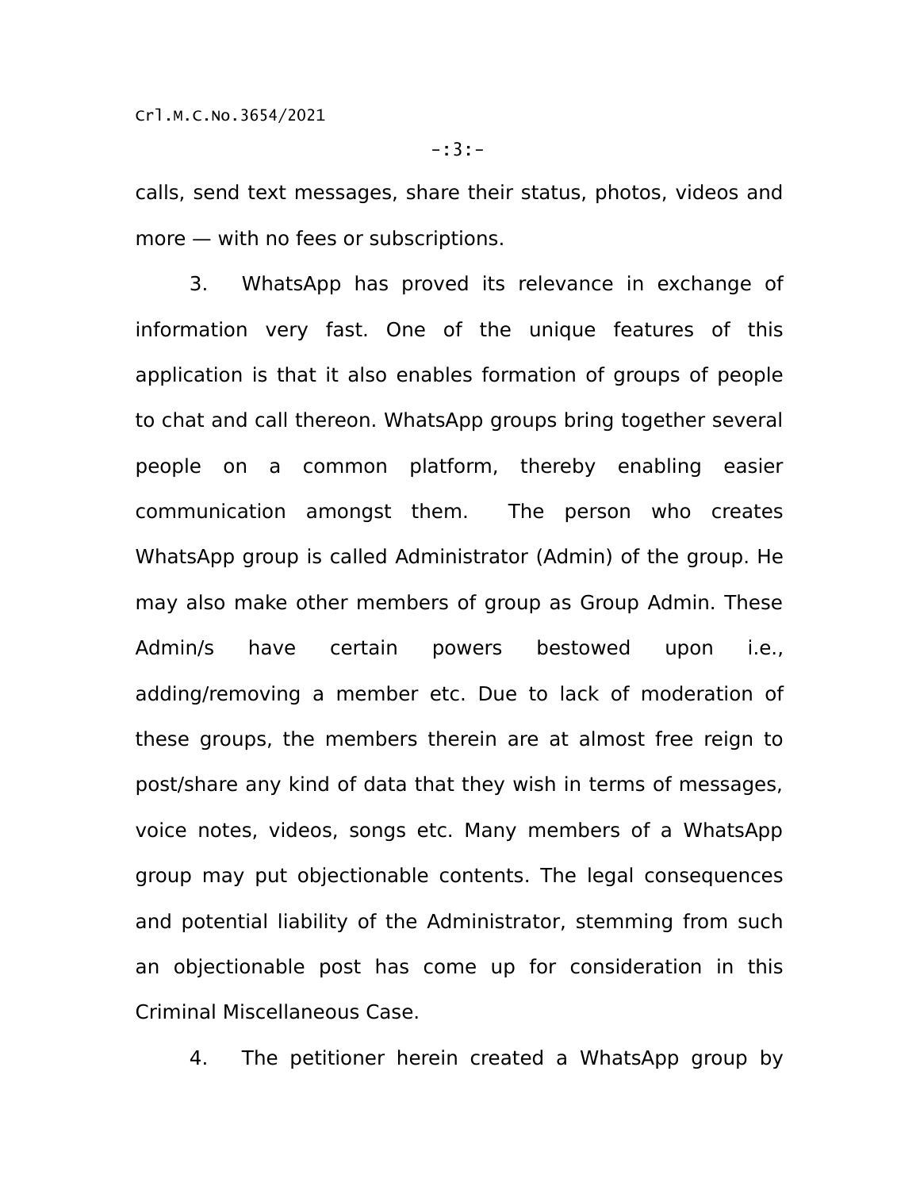calls, send text messages, share their status, photos, videos and more — with no fees or subscriptions.

3. WhatsApp has proved its relevance in exchange of information very fast. One of the unique features of this application is that it also enables formation of groups of people to chat and call thereon. WhatsApp groups bring together several people on a common platform, thereby enabling easier communication amongst them. The person who creates WhatsApp group is called Administrator (Admin) of the group. He may also make other members of group as Group Admin. These Admin/s have certain powers bestowed upon i.e., adding/removing a member etc. Due to lack of moderation of these groups, the members therein are at almost free reign to post/share any kind of data that they wish in terms of messages, voice notes, videos, songs etc. Many members of a WhatsApp group may put objectionable contents. The legal consequences and potential liability of the Administrator, stemming from such an objectionable post has come up for consideration in this Criminal Miscellaneous Case.

4. The petitioner herein created a WhatsApp group by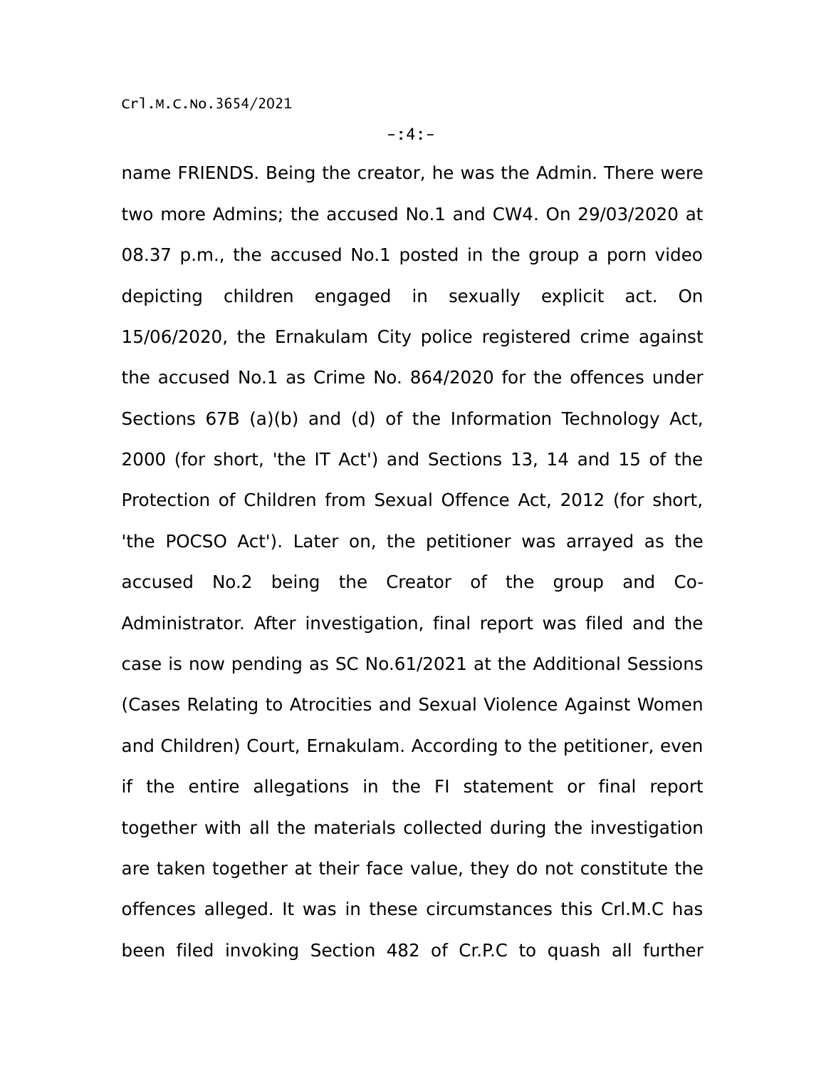name FRIENDS. Being the creator, he was the Admin. There were two more Admins; the accused No.1 and CW4. On 29/03/2020 at 08.37 p.m., the accused No.1 posted in the group a porn video depicting children engaged in sexually explicit act. On 15/06/2020, the Ernakulam City police registered crime against the accused No.1 as Crime No. 864/2020 for the offences under Sections 67B (a)(b) and (d) of the Information Technology Act, 2000 (for short, 'the IT Act') and Sections 13, 14 and 15 of the Protection of Children from Sexual Offence Act, 2012 (for short, 'the POCSO Act'). Later on, the petitioner was arrayed as the accused No.2 being the Creator of the group and Co-Administrator. After investigation, final report was filed and the case is now pending as SC No.61/2021 at the Additional Sessions (Cases Relating to Atrocities and Sexual Violence Against Women and Children) Court, Ernakulam. According to the petitioner, even if the entire allegations in the FI statement or final report together with all the materials collected during the investigation are taken together at their face value, they do not constitute the offences alleged. It was in these circumstances this Crl.M.C has been filed invoking Section 482 of Cr.P.C to quash all further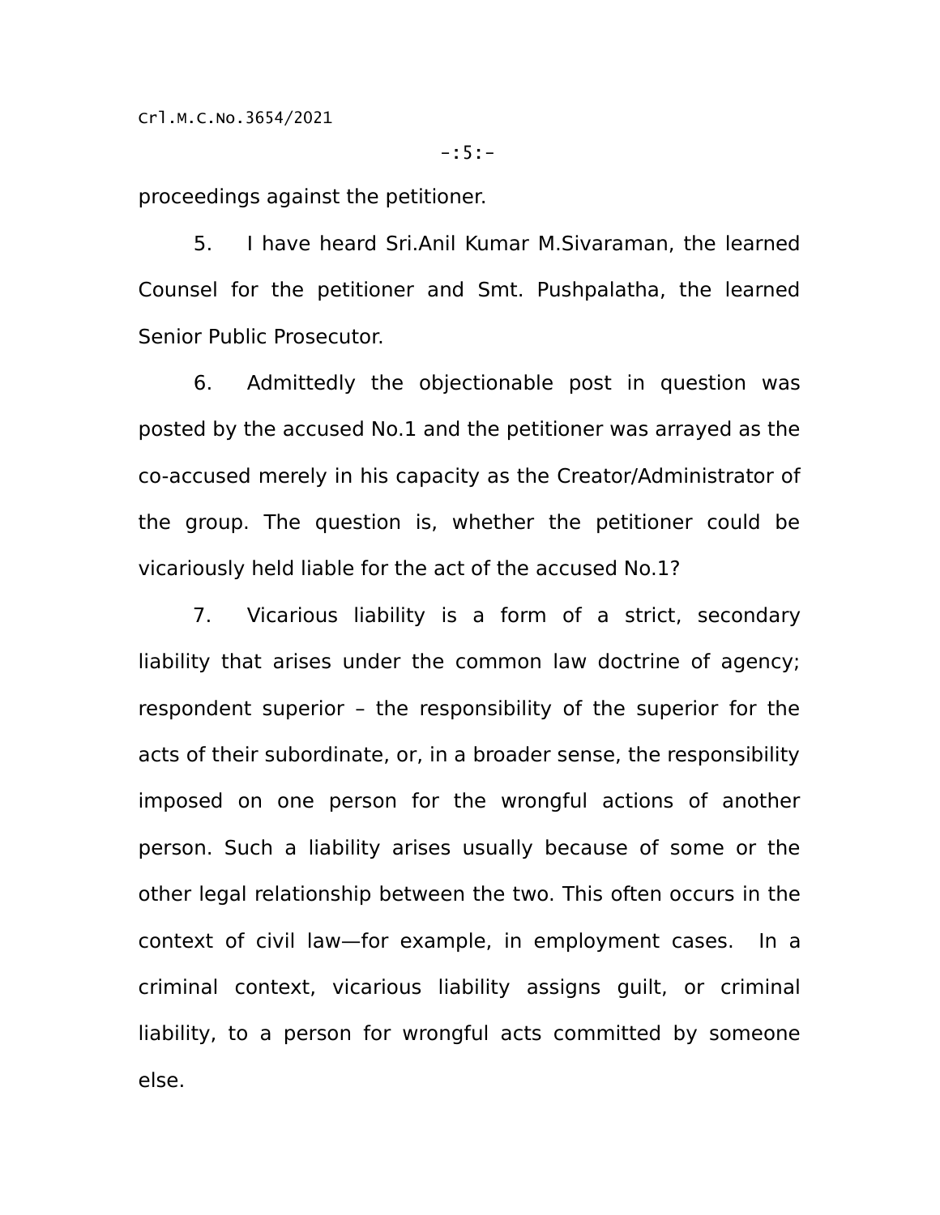proceedings against the petitioner.

5. I have heard Sri.Anil Kumar M.Sivaraman, the learned Counsel for the petitioner and Smt. Pushpalatha, the learned Senior Public Prosecutor.

6. Admittedly the objectionable post in question was posted by the accused No.1 and the petitioner was arrayed as the co-accused merely in his capacity as the Creator/Administrator of the group. The question is, whether the petitioner could be vicariously held liable for the act of the accused No.1?

7. Vicarious liability is a form of a strict, secondary liability that arises under the common law doctrine of agency; respondent superior – the responsibility of the superior for the acts of their subordinate, or, in a broader sense, the responsibility imposed on one person for the wrongful actions of another person. Such a liability arises usually because of some or the other legal relationship between the two. This often occurs in the context of civil law—for example, in employment cases. In a criminal context, vicarious liability assigns guilt, or criminal liability, to a person for wrongful acts committed by someone else.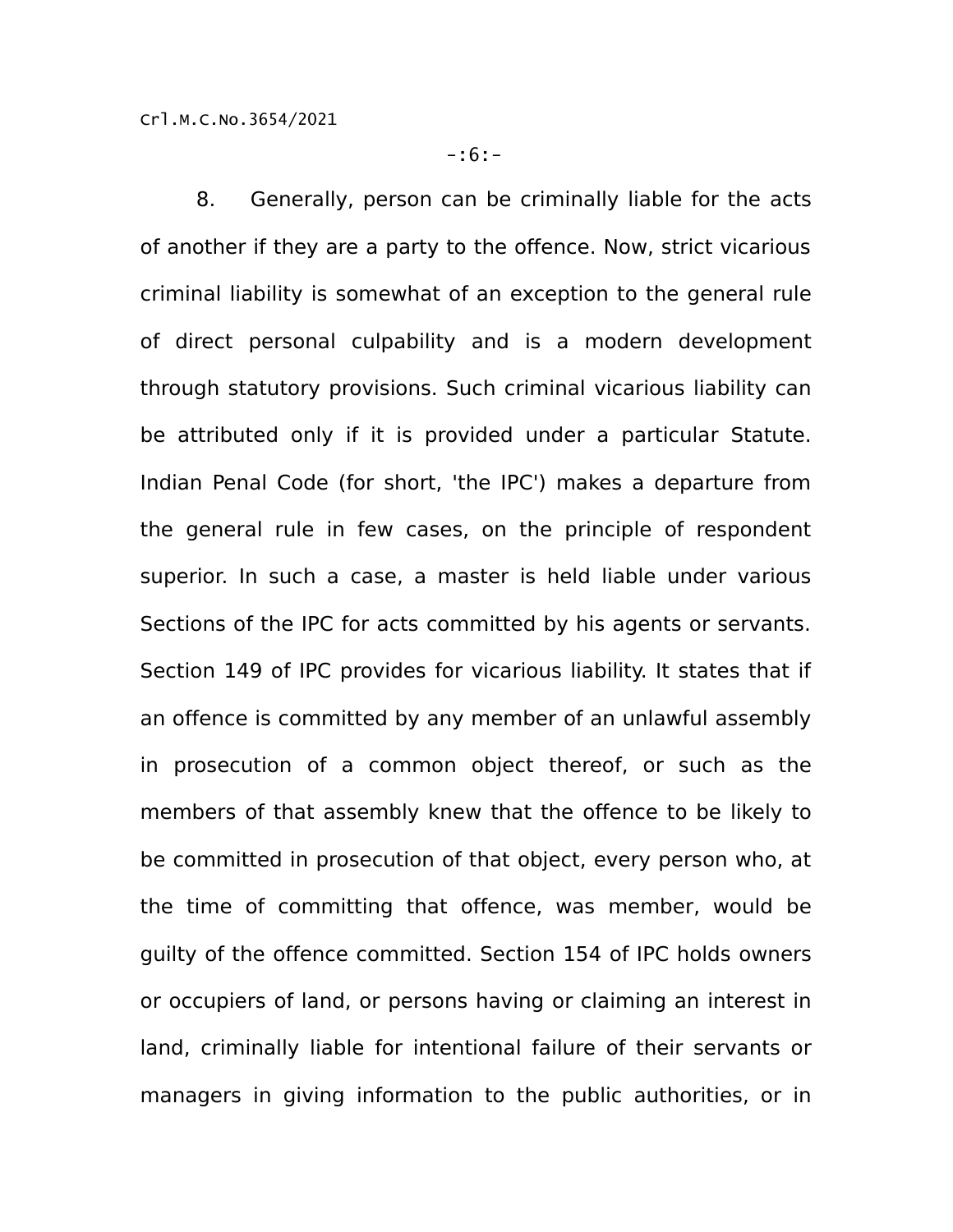8. Generally, person can be criminally liable for the acts of another if they are a party to the offence. Now, strict vicarious criminal liability is somewhat of an exception to the general rule of direct personal culpability and is a modern development through statutory provisions. Such criminal vicarious liability can be attributed only if it is provided under a particular Statute. Indian Penal Code (for short, 'the IPC') makes a departure from the general rule in few cases, on the principle of respondent superior. In such a case, a master is held liable under various Sections of the IPC for acts committed by his agents or servants. Section 149 of IPC provides for vicarious liability. It states that if an offence is committed by any member of an unlawful assembly in prosecution of a common object thereof, or such as the members of that assembly knew that the offence to be likely to be committed in prosecution of that object, every person who, at the time of committing that offence, was member, would be guilty of the offence committed. Section 154 of IPC holds owners or occupiers of land, or persons having or claiming an interest in land, criminally liable for intentional failure of their servants or managers in giving information to the public authorities, or in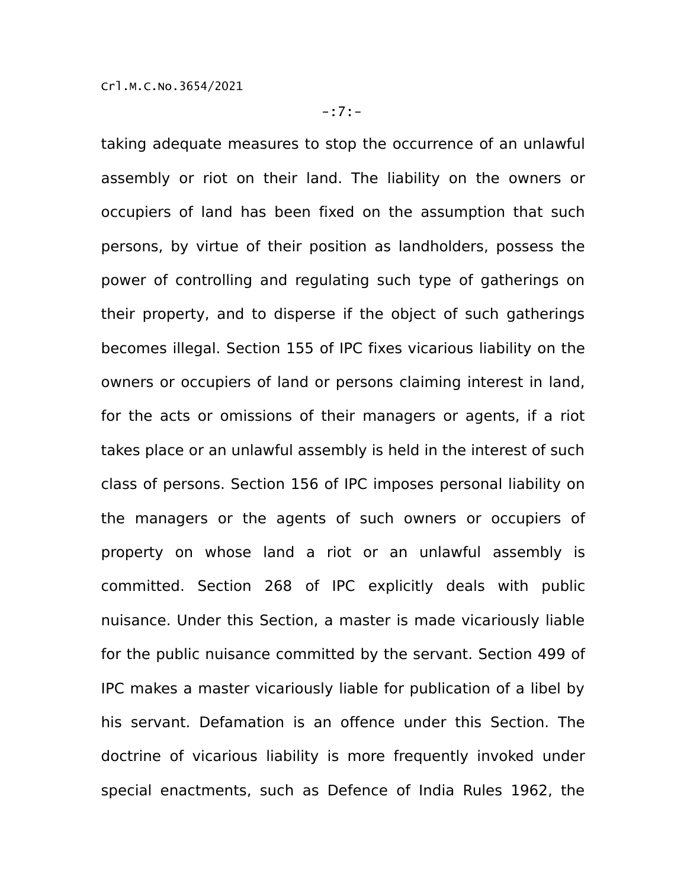taking adequate measures to stop the occurrence of an unlawful assembly or riot on their land. The liability on the owners or occupiers of land has been fixed on the assumption that such persons, by virtue of their position as landholders, possess the power of controlling and regulating such type of gatherings on their property, and to disperse if the object of such gatherings becomes illegal. Section 155 of IPC fixes vicarious liability on the owners or occupiers of land or persons claiming interest in land, for the acts or omissions of their managers or agents, if a riot takes place or an unlawful assembly is held in the interest of such class of persons. Section 156 of IPC imposes personal liability on the managers or the agents of such owners or occupiers of property on whose land a riot or an unlawful assembly is committed. Section 268 of IPC explicitly deals with public nuisance. Under this Section, a master is made vicariously liable for the public nuisance committed by the servant. Section 499 of IPC makes a master vicariously liable for publication of a libel by his servant. Defamation is an offence under this Section. The doctrine of vicarious liability is more frequently invoked under special enactments, such as Defence of India Rules 1962, the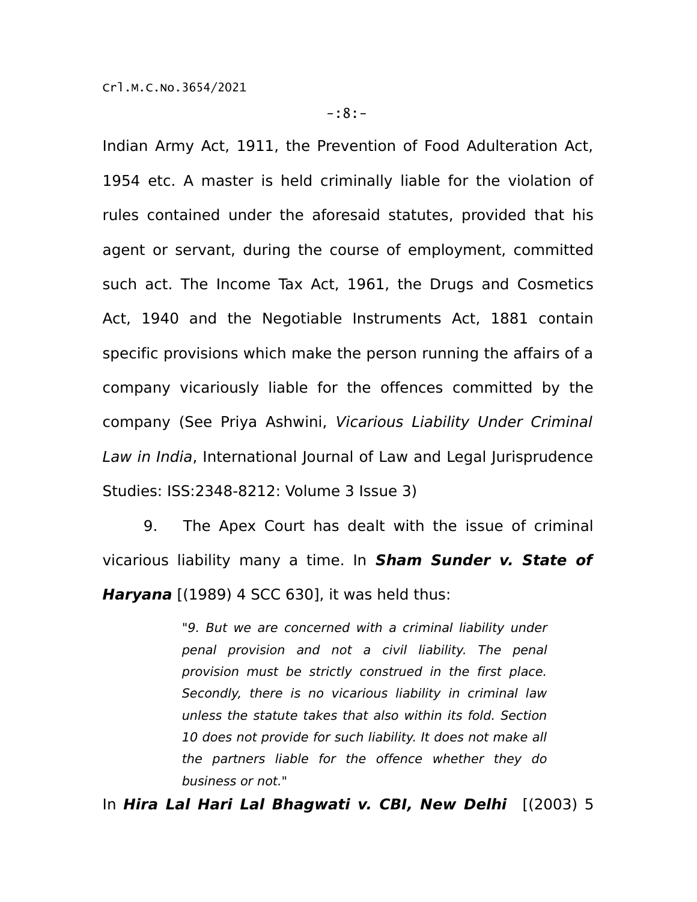Indian Army Act, 1911, the Prevention of Food Adulteration Act, 1954 etc. A master is held criminally liable for the violation of rules contained under the aforesaid statutes, provided that his agent or servant, during the course of employment, committed such act. The Income Tax Act, 1961, the Drugs and Cosmetics Act, 1940 and the Negotiable Instruments Act, 1881 contain specific provisions which make the person running the affairs of a company vicariously liable for the offences committed by the company (See Priya Ashwini, *Vicarious Liability Under Criminal Law in India*, International Journal of Law and Legal Jurisprudence Studies: ISS:2348-8212: Volume 3 Issue 3)

9. The Apex Court has dealt with the issue of criminal vicarious liability many a time. In ***Sham Sunder v. State of Haryana*** [(1989) 4 SCC 630], it was held thus:

> "*9. But we are concerned with a criminal liability under penal provision and not a civil liability. The penal provision must be strictly construed in the first place. Secondly, there is no vicarious liability in criminal law unless the statute takes that also within its fold. Section 10 does not provide for such liability. It does not make all the partners liable for the offence whether they do business or not.*"

In ***Hira Lal Hari Lal Bhagwati v. CBI, New Delhi*** [(2003) 5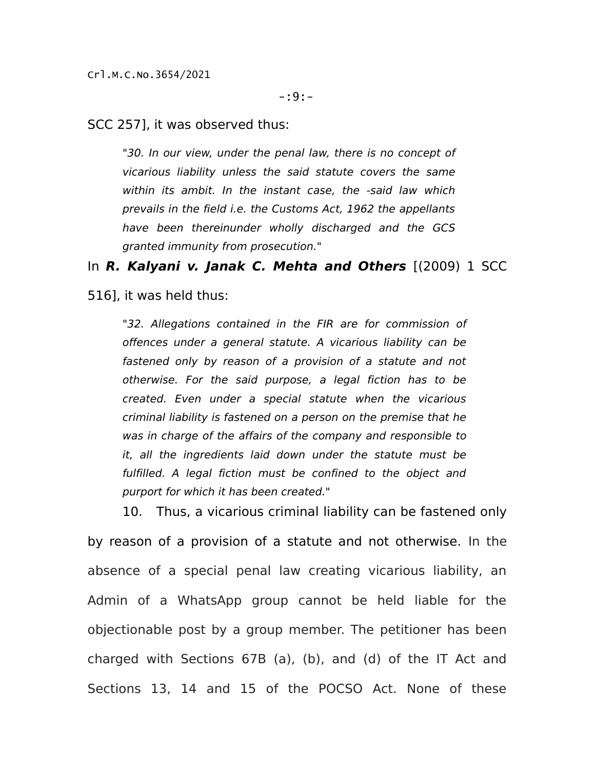SCC 257], it was observed thus:

> "*30. In our view, under the penal law, there is no concept of vicarious liability unless the said statute covers the same within its ambit. In the instant case, the -said law which prevails in the field i.e. the Customs Act, 1962 the appellants have been thereinunder wholly discharged and the GCS granted immunity from prosecution.*"

In ***R. Kalyani v. Janak C. Mehta and Others*** [(2009) 1 SCC 516], it was held thus:

> "*32. Allegations contained in the FIR are for commission of offences under a general statute. A vicarious liability can be fastened only by reason of a provision of a statute and not otherwise. For the said purpose, a legal fiction has to be created. Even under a special statute when the vicarious criminal liability is fastened on a person on the premise that he was in charge of the affairs of the company and responsible to it, all the ingredients laid down under the statute must be fulfilled. A legal fiction must be confined to the object and purport for which it has been created.*"

10. Thus, a vicarious criminal liability can be fastened only by reason of a provision of a statute and not otherwise. In the absence of a special penal law creating vicarious liability, an Admin of a WhatsApp group cannot be held liable for the objectionable post by a group member. The petitioner has been charged with Sections 67B (a), (b), and (d) of the IT Act and Sections 13, 14 and 15 of the POCSO Act. None of these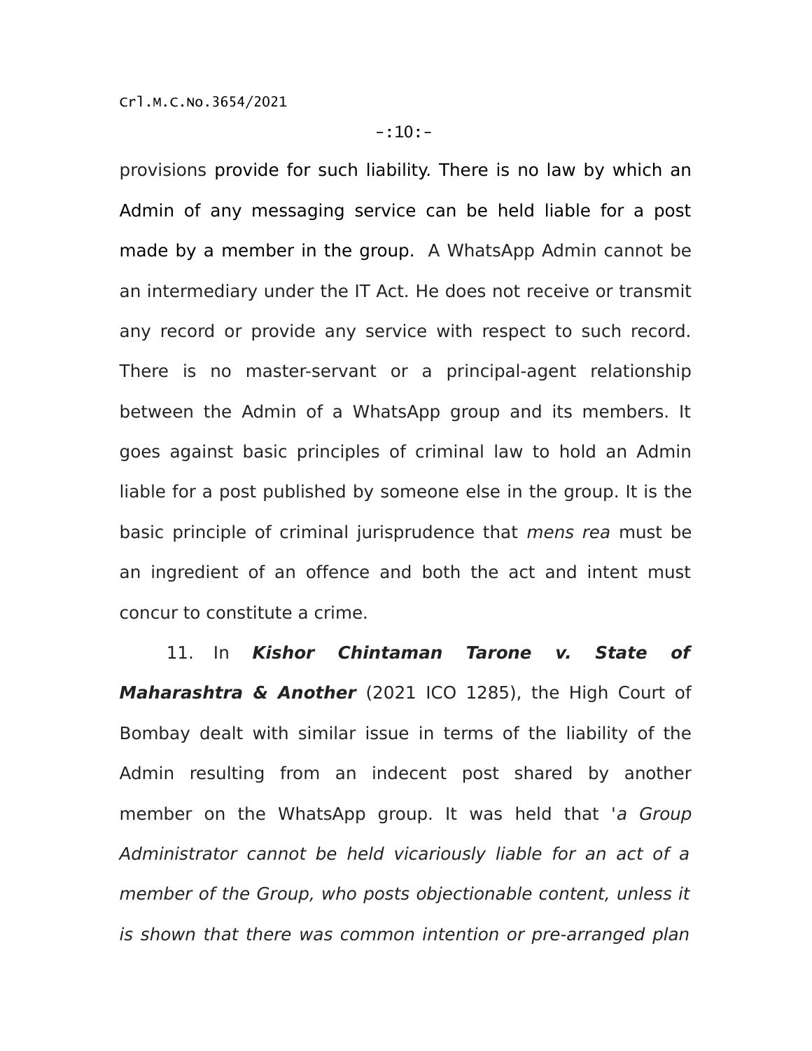provisions provide for such liability. There is no law by which an Admin of any messaging service can be held liable for a post made by a member in the group. A WhatsApp Admin cannot be an intermediary under the IT Act. He does not receive or transmit any record or provide any service with respect to such record. There is no master-servant or a principal-agent relationship between the Admin of a WhatsApp group and its members. It goes against basic principles of criminal law to hold an Admin liable for a post published by someone else in the group. It is the basic principle of criminal jurisprudence that *mens rea* must be an ingredient of an offence and both the act and intent must concur to constitute a crime.

11. In ***Kishor Chintaman Tarone v. State of Maharashtra & Another*** (2021 ICO 1285), the High Court of Bombay dealt with similar issue in terms of the liability of the Admin resulting from an indecent post shared by another member on the WhatsApp group. It was held that '*a Group Administrator cannot be held vicariously liable for an act of a member of the Group, who posts objectionable content, unless it is shown that there was common intention or pre-arranged plan*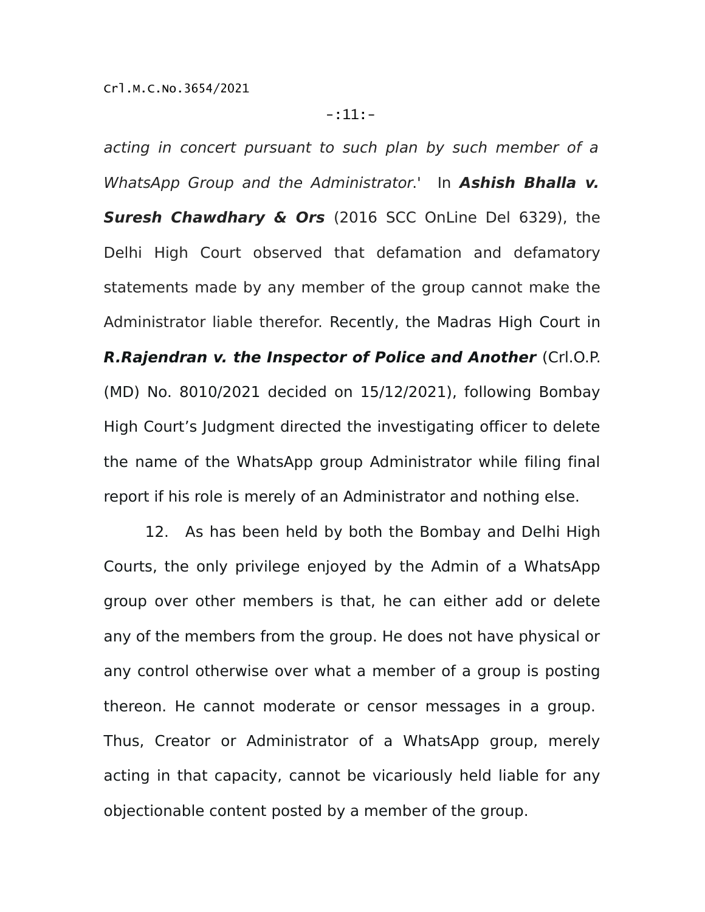*acting in concert pursuant to such plan by such member of a WhatsApp Group and the Administrator*.' In ***Ashish Bhalla v. Suresh Chawdhary & Ors*** (2016 SCC OnLine Del 6329), the Delhi High Court observed that defamation and defamatory statements made by any member of the group cannot make the Administrator liable therefor. Recently, the Madras High Court in ***R.Rajendran v. the Inspector of Police and Another*** (Crl.O.P. (MD) No. 8010/2021 decided on 15/12/2021), following Bombay High Court's Judgment directed the investigating officer to delete the name of the WhatsApp group Administrator while filing final report if his role is merely of an Administrator and nothing else.

12. As has been held by both the Bombay and Delhi High Courts, the only privilege enjoyed by the Admin of a WhatsApp group over other members is that, he can either add or delete any of the members from the group. He does not have physical or any control otherwise over what a member of a group is posting thereon. He cannot moderate or censor messages in a group. Thus, Creator or Administrator of a WhatsApp group, merely acting in that capacity, cannot be vicariously held liable for any objectionable content posted by a member of the group.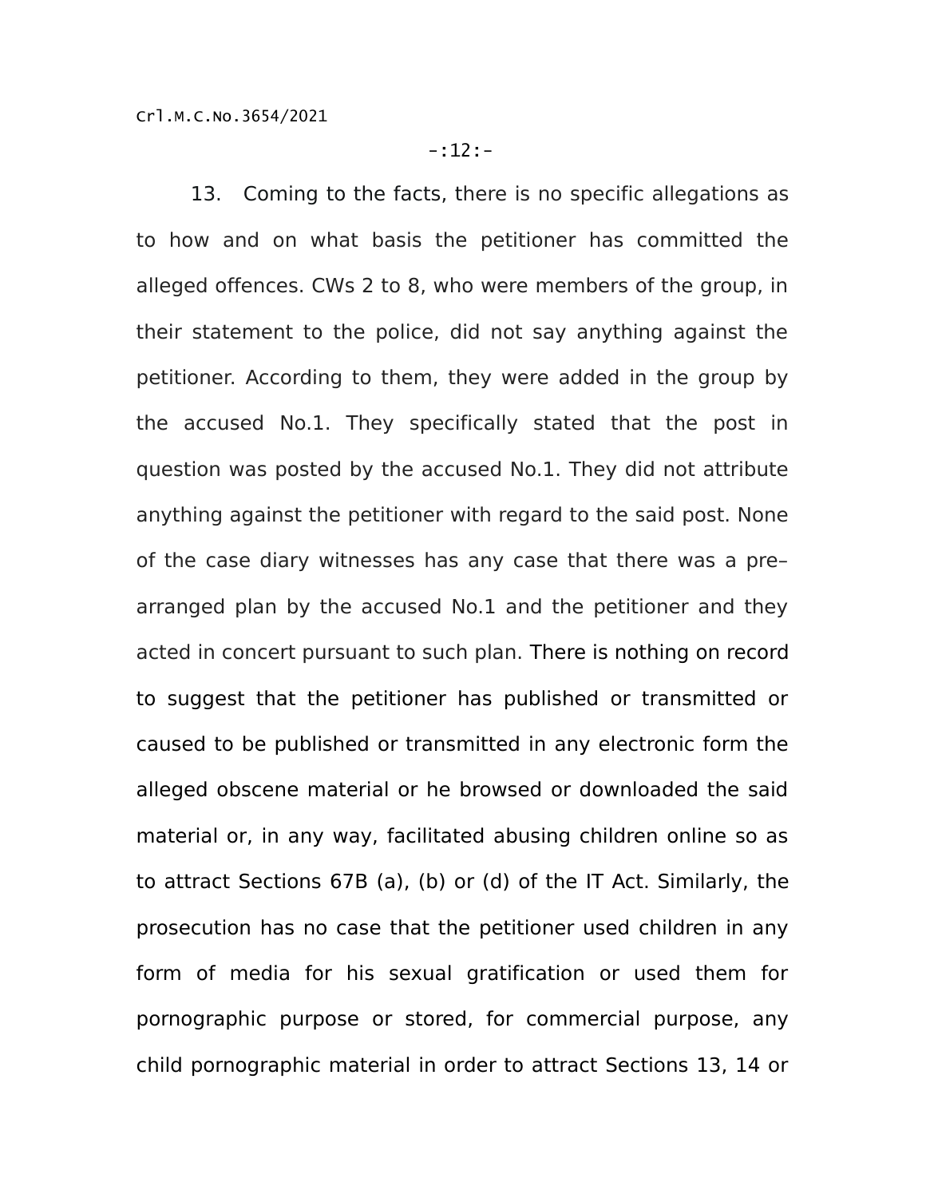13. Coming to the facts, there is no specific allegations as to how and on what basis the petitioner has committed the alleged offences. CWs 2 to 8, who were members of the group, in their statement to the police, did not say anything against the petitioner. According to them, they were added in the group by the accused No.1. They specifically stated that the post in question was posted by the accused No.1. They did not attribute anything against the petitioner with regard to the said post. None of the case diary witnesses has any case that there was a pre–arranged plan by the accused No.1 and the petitioner and they acted in concert pursuant to such plan. There is nothing on record to suggest that the petitioner has published or transmitted or caused to be published or transmitted in any electronic form the alleged obscene material or he browsed or downloaded the said material or, in any way, facilitated abusing children online so as to attract Sections 67B (a), (b) or (d) of the IT Act. Similarly, the prosecution has no case that the petitioner used children in any form of media for his sexual gratification or used them for pornographic purpose or stored, for commercial purpose, any child pornographic material in order to attract Sections 13, 14 or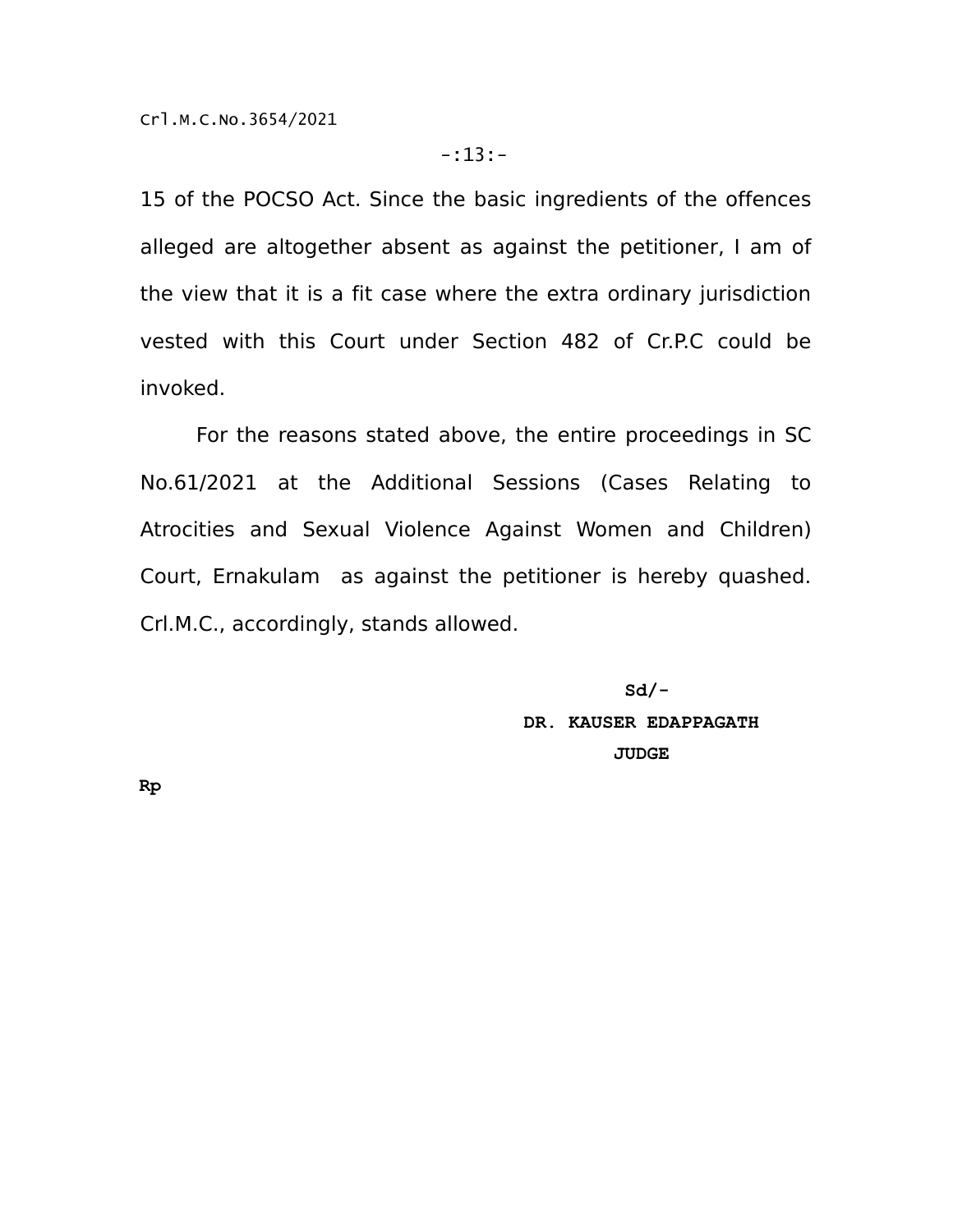15 of the POCSO Act. Since the basic ingredients of the offences alleged are altogether absent as against the petitioner, I am of the view that it is a fit case where the extra ordinary jurisdiction vested with this Court under Section 482 of Cr.P.C could be invoked.

For the reasons stated above, the entire proceedings in SC No.61/2021 at the Additional Sessions (Cases Relating to Atrocities and Sexual Violence Against Women and Children) Court, Ernakulam as against the petitioner is hereby quashed. Crl.M.C., accordingly, stands allowed.

**Sd/-**

**DR. KAUSER EDAPPAGATH**

**JUDGE**

**Rp**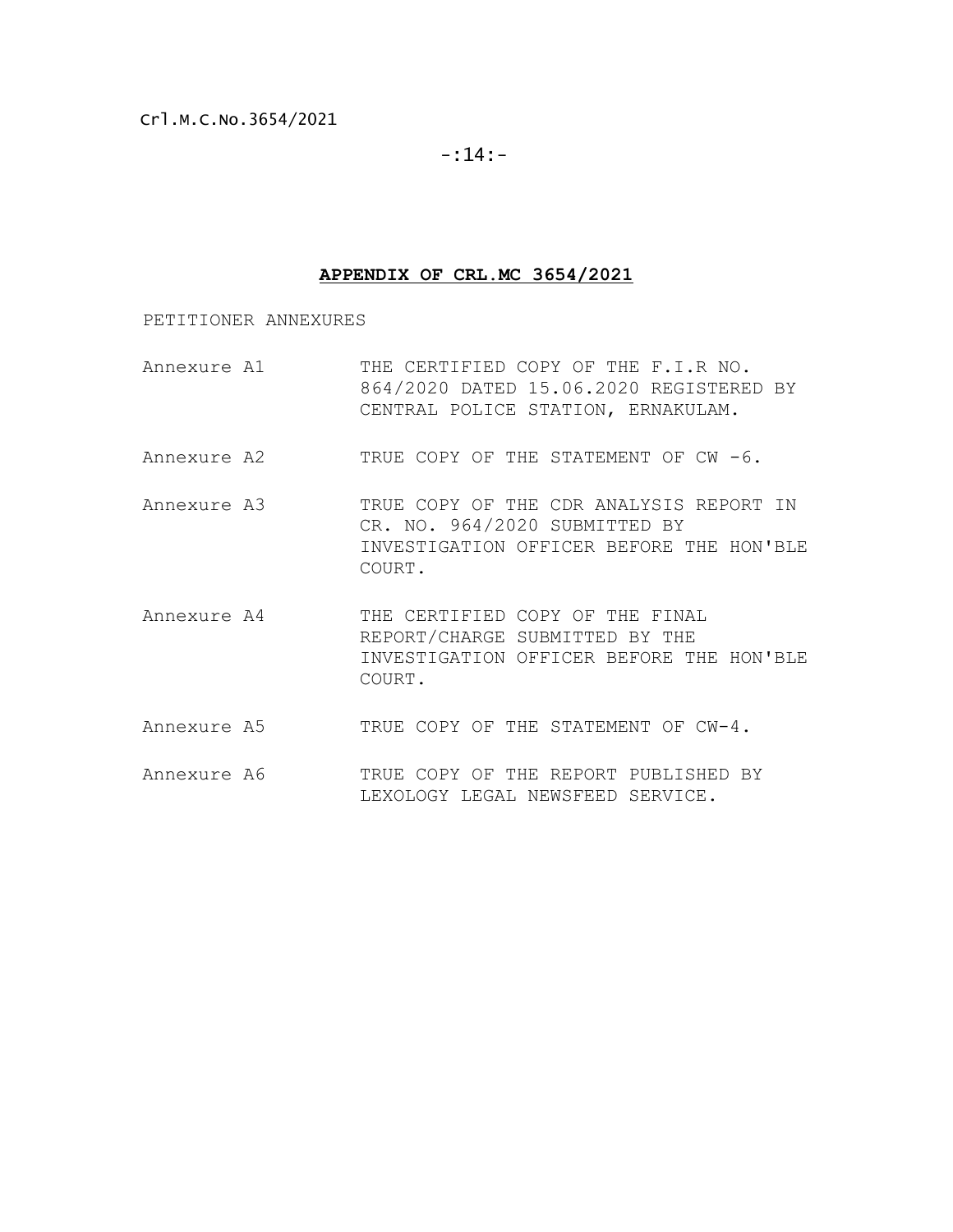## **APPENDIX OF CRL.MC 3654/2021**

PETITIONER ANNEXURES

| | |
|---|---|
| Annexure A1 | THE CERTIFIED COPY OF THE F.I.R NO. 864/2020 DATED 15.06.2020 REGISTERED BY CENTRAL POLICE STATION, ERNAKULAM. |
| Annexure A2 | TRUE COPY OF THE STATEMENT OF CW -6. |
| Annexure A3 | TRUE COPY OF THE CDR ANALYSIS REPORT IN CR. NO. 964/2020 SUBMITTED BY INVESTIGATION OFFICER BEFORE THE HON'BLE COURT. |
| Annexure A4 | THE CERTIFIED COPY OF THE FINAL REPORT/CHARGE SUBMITTED BY THE INVESTIGATION OFFICER BEFORE THE HON'BLE COURT. |
| Annexure A5 | TRUE COPY OF THE STATEMENT OF CW-4. |
| Annexure A6 | TRUE COPY OF THE REPORT PUBLISHED BY LEXOLOGY LEGAL NEWSFEED SERVICE. |